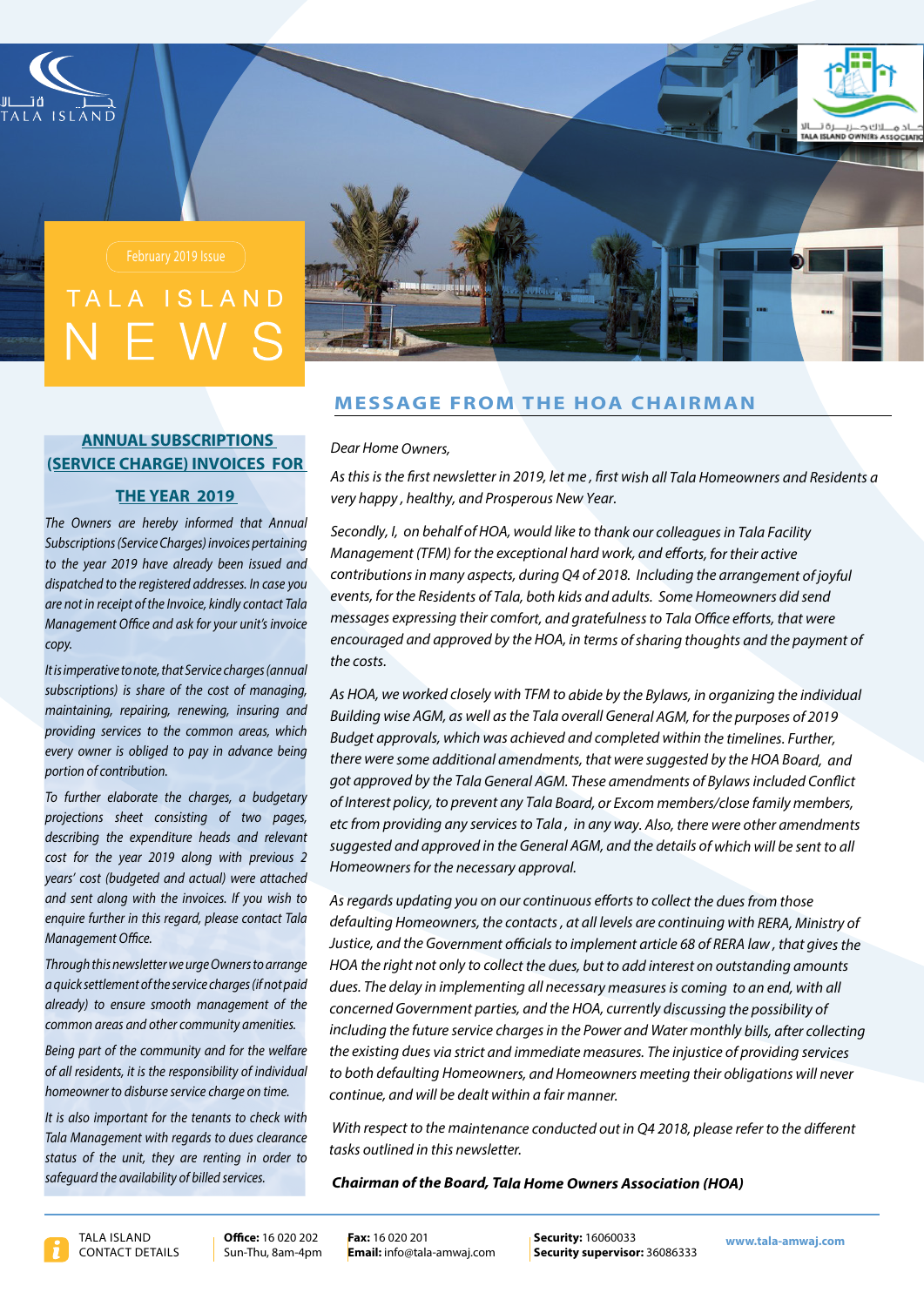February 2019 Issue

# TALA ISLAND NEWS

## MESSAGE FROM THE HOA CHAIRMAN

*Dear Home Owners,*

*As this is the first newsletter in 2019, let me , first wish all Tala Homeowners and Residents a very happy , healthy, and Prosperous New Year.*

*Secondly, I, on behalf of HOA, would like to thank our colleagues in Tala Facility Management (TFM) for the exceptional hard work, and efforts, for their active contributions in many aspects, during Q4 of 2018. Including the arrangement of joyful events, for the Residents of Tala, both kids and adults. Some Homeowners did send messages expressing their comfort, and gratefulness to Tala Office efforts, that were encouraged and approved by the HOA, in terms of sharing thoughts and the payment of the costs.*

*As HOA, we worked closely with TFM to abide by the Bylaws, in organizing the individual Building wise AGM, as well as the Tala overall General AGM, for the purposes of 2019 Budget approvals, which was achieved and completed within the timelines. Further, there were some additional amendments, that were suggested by the HOA Board, and got approved by the Tala General AGM. These amendments of Bylaws included Conflict of Interest policy, to prevent any Tala Board, or Excom members/close family members, etc from providing any services to Tala , in any way. Also, there were other amendments suggested and approved in the General AGM, and the details of which will be sent to all Homeowners for the necessary approval.*

*As regards updating you on our continuous efforts to collect the dues from those defaulting Homeowners, the contacts , at all levels are continuing with RERA, Ministry of Justice, and the Government officials to implement article 68 of RERA law , that gives the HOA the right not only to collect the dues, but to add interest on outstanding amounts dues. The delay in implementing all necessary measures is coming to an end, with all concerned Government parties, and the HOA, currently discussing the possibility of including the future service charges in the Power and Water monthly bills, after collecting the existing dues via strict and immediate measures. The injustice of providing services to both defaulting Homeowners, and Homeowners meeting their obligations will never continue, and will be dealt within a fair manner.*

*With respect to the maintenance conducted out in Q4 2018, please refer to the different tasks outlined in this newsletter.*

***Chairman of the Board, Tala Home Owners Association (HOA)***

## ANNUAL SUBSCRIPTIONS (SERVICE CHARGE) INVOICES FOR THE YEAR 2019

*The Owners are hereby informed that Annual Subscriptions (Service Charges) invoices pertaining to the year 2019 have already been issued and dispatched to the registered addresses. In case you are not in receipt of the Invoice, kindly contact Tala Management Office and ask for your unit's invoice copy.*

*It is imperative to note, that Service charges (annual subscriptions) is share of the cost of managing, maintaining, repairing, renewing, insuring and providing services to the common areas, which every owner is obliged to pay in advance being portion of contribution.*

*To further elaborate the charges, a budgetary projections sheet consisting of two pages, describing the expenditure heads and relevant cost for the year 2019 along with previous 2 years' cost (budgeted and actual) were attached and sent along with the invoices. If you wish to enquire further in this regard, please contact Tala Management Office.*

*Through this newsletter we urge Owners to arrange a quick settlement of the service charges (if not paid already) to ensure smooth management of the common areas and other community amenities.*

*Being part of the community and for the welfare of all residents, it is the responsibility of individual homeowner to disburse service charge on time.*

*It is also important for the tenants to check with Tala Management with regards to dues clearance status of the unit, they are renting in order to safeguard the availability of billed services.*

TALA ISLAND CONTACT DETAILS

**Office:** 16 020 202 Sun-Thu, 8am-4pm

**Fax:** 16 020 201
**Email:** info@tala-amwaj.com

**Security:** 16060033
**Security supervisor:** 36086333

www.tala-amwaj.com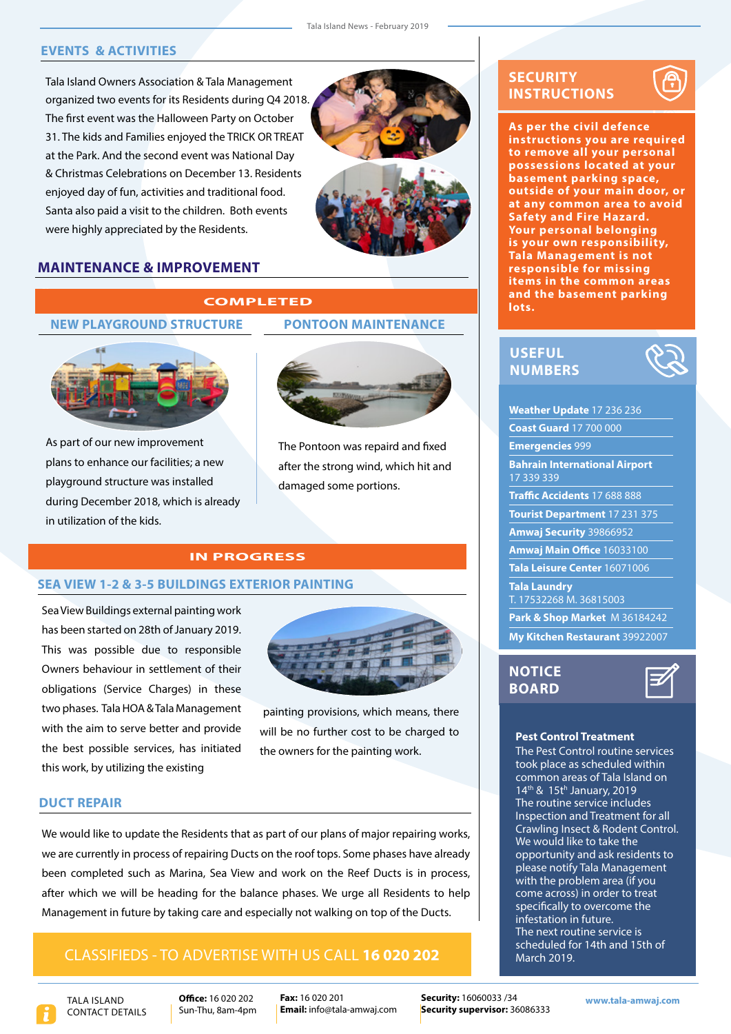## EVENTS & ACTIVITIES

Tala Island Owners Association & Tala Management organized two events for its Residents during Q4 2018. The first event was the Halloween Party on October 31. The kids and Families enjoyed the TRICK OR TREAT at the Park. And the second event was National Day & Christmas Celebrations on December 13. Residents enjoyed day of fun, activities and traditional food. Santa also paid a visit to the children. Both events were highly appreciated by the Residents.

## MAINTENANCE & IMPROVEMENT

### COMPLETED

#### NEW PLAYGROUND STRUCTURE

As part of our new improvement plans to enhance our facilities; a new playground structure was installed during December 2018, which is already in utilization of the kids.

#### PONTOON MAINTENANCE

The Pontoon was repaird and fixed after the strong wind, which hit and damaged some portions.

### IN PROGRESS

#### SEA VIEW 1-2 & 3-5 BUILDINGS EXTERIOR PAINTING

Sea View Buildings external painting work has been started on 28th of January 2019. This was possible due to responsible Owners behaviour in settlement of their obligations (Service Charges) in these two phases. Tala HOA & Tala Management with the aim to serve better and provide the best possible services, has initiated this work, by utilizing the existing painting provisions, which means, there will be no further cost to be charged to the owners for the painting work.

#### DUCT REPAIR

We would like to update the Residents that as part of our plans of major repairing works, we are currently in process of repairing Ducts on the roof tops. Some phases have already been completed such as Marina, Sea View and work on the Reef Ducts is in process, after which we will be heading for the balance phases. We urge all Residents to help Management in future by taking care and especially not walking on top of the Ducts.

CLASSIFIEDS - TO ADVERTISE WITH US CALL **16 020 202**

## SECURITY INSTRUCTIONS

**As per the civil defence instructions you are required to remove all your personal possessions located at your basement parking space, outside of your main door, or at any common area to avoid Safety and Fire Hazard. Your personal belonging is your own responsibility, Tala Management is not responsible for missing items in the common areas and the basement parking lots.**

## USEFUL NUMBERS

- **Weather Update** 17 236 236
- **Coast Guard** 17 700 000
- **Emergencies** 999
- **Bahrain International Airport** 17 339 339
- **Traffic Accidents** 17 688 888
- **Tourist Department** 17 231 375
- **Amwaj Security** 39866952
- **Amwaj Main Office** 16033100
- **Tala Leisure Center** 16071006
- **Tala Laundry** T. 17532268 M. 36815003
- **Park & Shop Market** M 36184242
- **My Kitchen Restaurant** 39922007

## NOTICE BOARD

**Pest Control Treatment**

The Pest Control routine services took place as scheduled within common areas of Tala Island on 14th & 15th January, 2019

The routine service includes Inspection and Treatment for all Crawling Insect & Rodent Control. We would like to take the opportunity and ask residents to please notify Tala Management with the problem area (if you come across) in order to treat specifically to overcome the infestation in future.

The next routine service is scheduled for 14th and 15th of March 2019.

TALA ISLAND CONTACT DETAILS

**Office:** 16 020 202 Sun-Thu, 8am-4pm

**Fax:** 16 020 201
**Email:** info@tala-amwaj.com

**Security:** 16060033 /34
**Security supervisor:** 36086333

www.tala-amwaj.com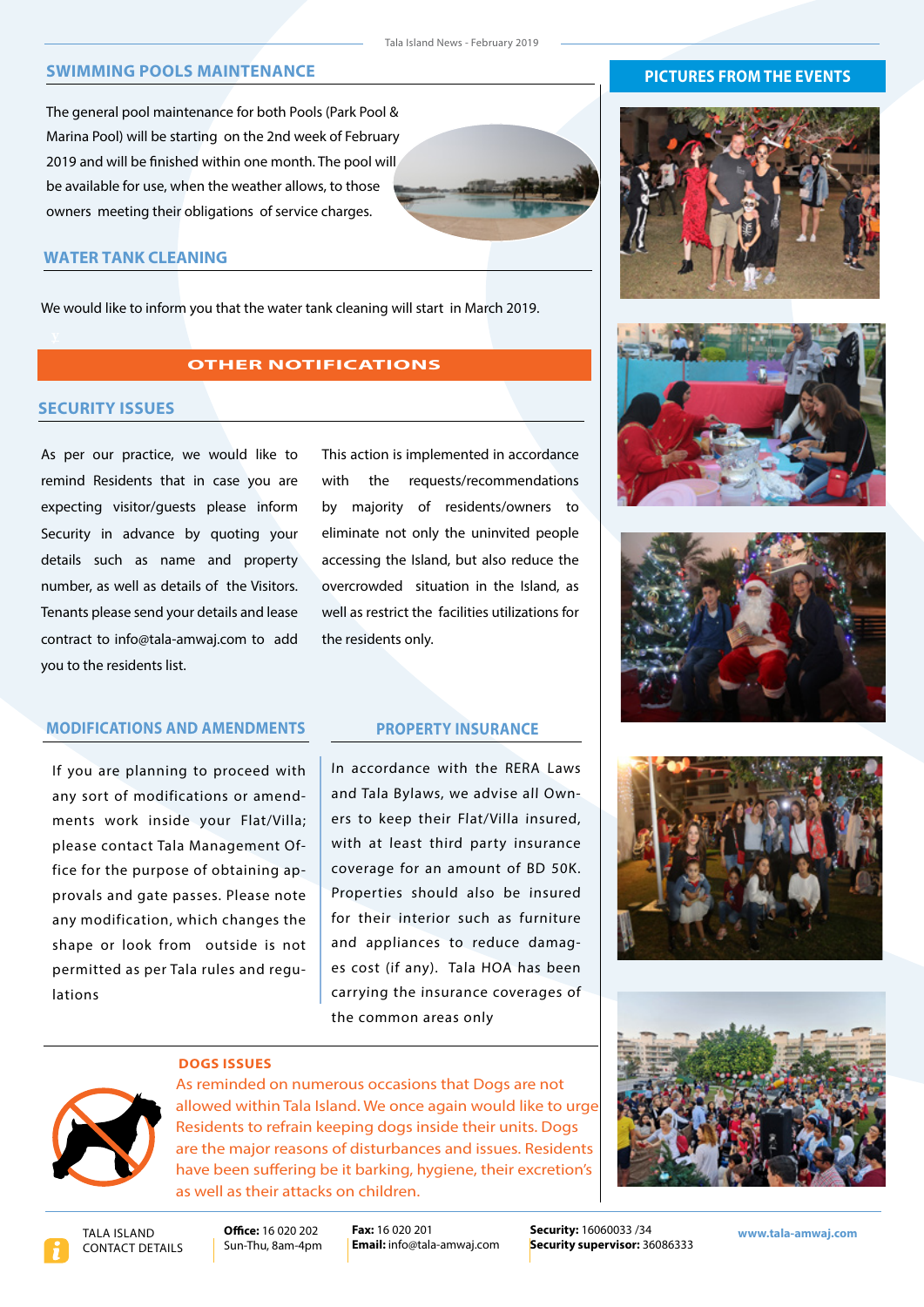## SWIMMING POOLS MAINTENANCE

The general pool maintenance for both Pools (Park Pool & Marina Pool) will be starting on the 2nd week of February 2019 and will be finished within one month. The pool will be available for use, when the weather allows, to those owners meeting their obligations of service charges.

## WATER TANK CLEANING

We would like to inform you that the water tank cleaning will start in March 2019.

# OTHER NOTIFICATIONS

## SECURITY ISSUES

As per our practice, we would like to remind Residents that in case you are expecting visitor/guests please inform Security in advance by quoting your details such as name and property number, as well as details of the Visitors. Tenants please send your details and lease contract to info@tala-amwaj.com to add you to the residents list.

This action is implemented in accordance with the requests/recommendations by majority of residents/owners to eliminate not only the uninvited people accessing the Island, but also reduce the overcrowded situation in the Island, as well as restrict the facilities utilizations for the residents only.

## MODIFICATIONS AND AMENDMENTS

If you are planning to proceed with any sort of modifications or amendments work inside your Flat/Villa; please contact Tala Management Office for the purpose of obtaining approvals and gate passes. Please note any modification, which changes the shape or look from outside is not permitted as per Tala rules and regulations

## PROPERTY INSURANCE

In accordance with the RERA Laws and Tala Bylaws, we advise all Owners to keep their Flat/Villa insured, with at least third party insurance coverage for an amount of BD 50K. Properties should also be insured for their interior such as furniture and appliances to reduce damages cost (if any). Tala HOA has been carrying the insurance coverages of the common areas only

## DOGS ISSUES

As reminded on numerous occasions that Dogs are not allowed within Tala Island. We once again would like to urge Residents to refrain keeping dogs inside their units. Dogs are the major reasons of disturbances and issues. Residents have been suffering be it barking, hygiene, their excretion's as well as their attacks on children.

## PICTURES FROM THE EVENTS

TALA ISLAND CONTACT DETAILS

**Office:** 16 020 202
Sun-Thu, 8am-4pm

**Fax:** 16 020 201
**Email:** info@tala-amwaj.com

**Security:** 16060033 /34
**Security supervisor:** 36086333

www.tala-amwaj.com